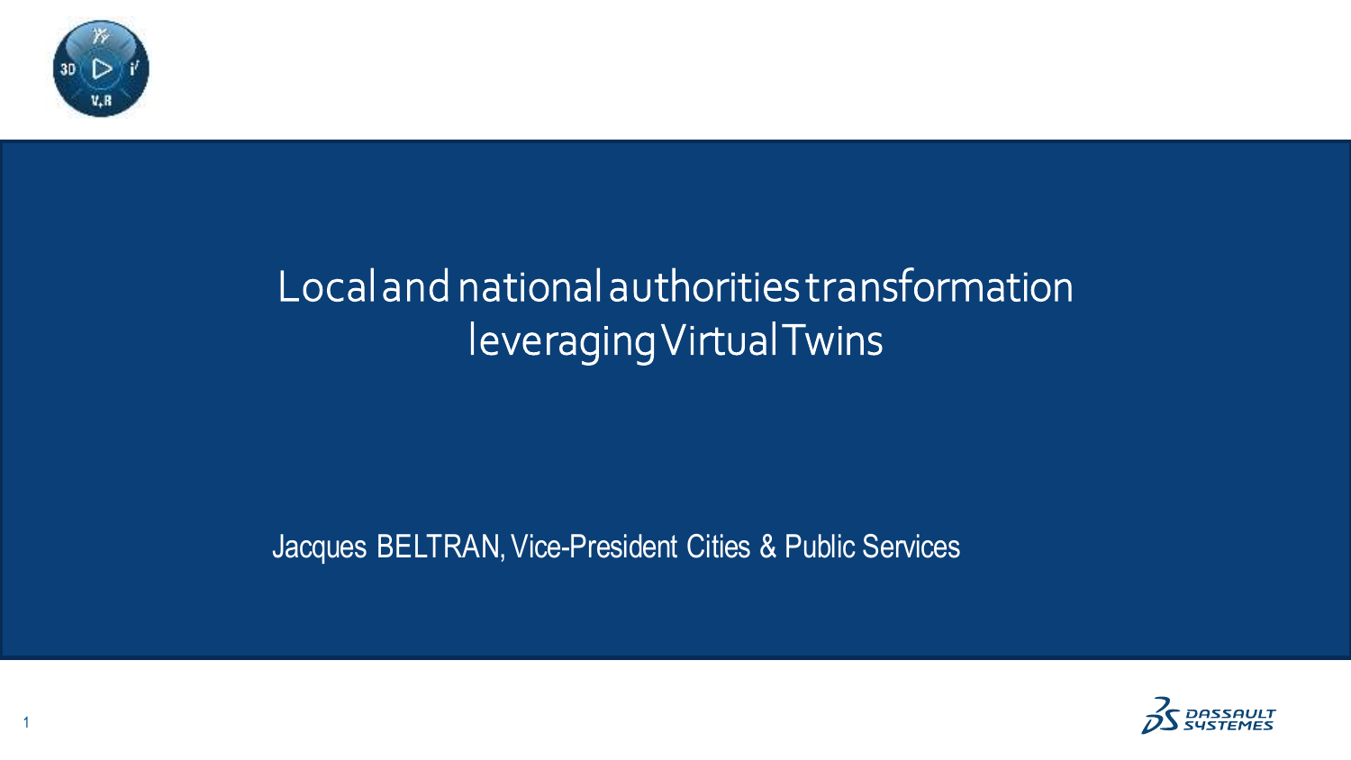# Local and national authorities transformation leveraging Virtual Twins

Jacques BELTRAN, Vice-President Cities & Public Services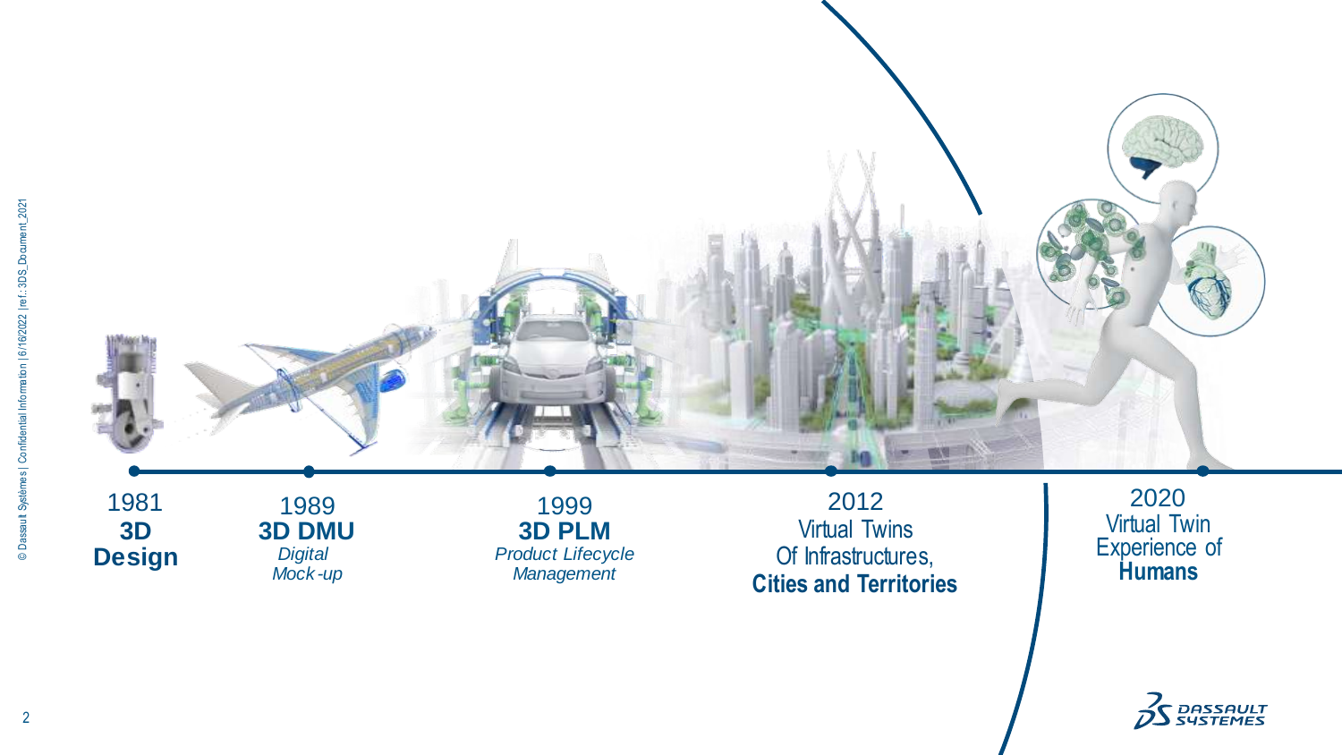1981
**3D Design**

1989
**3D DMU**
*Digital Mock-up*

1999
**3D PLM**
*Product Lifecycle Management*

2012
Virtual Twins Of Infrastructures, **Cities and Territories**

2020
Virtual Twin Experience of **Humans**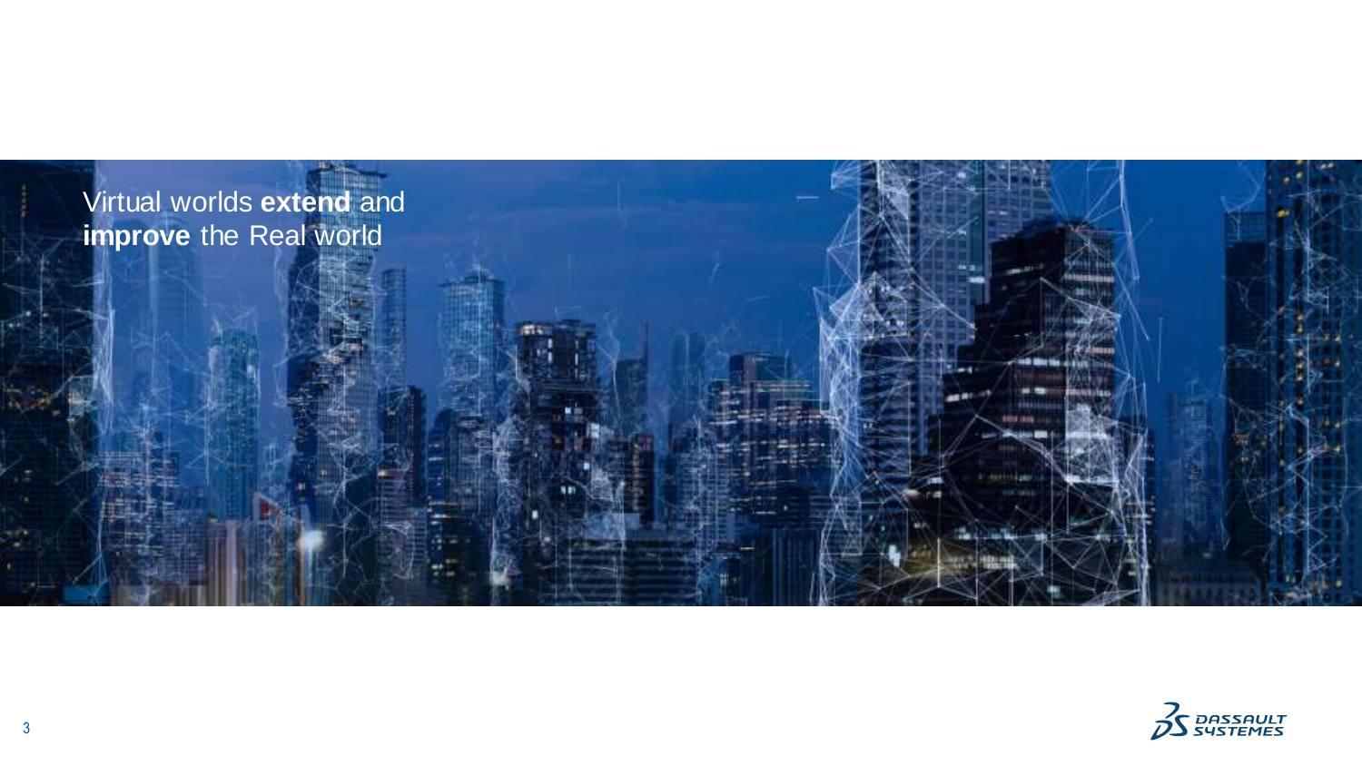Virtual worlds **extend** and **improve** the Real world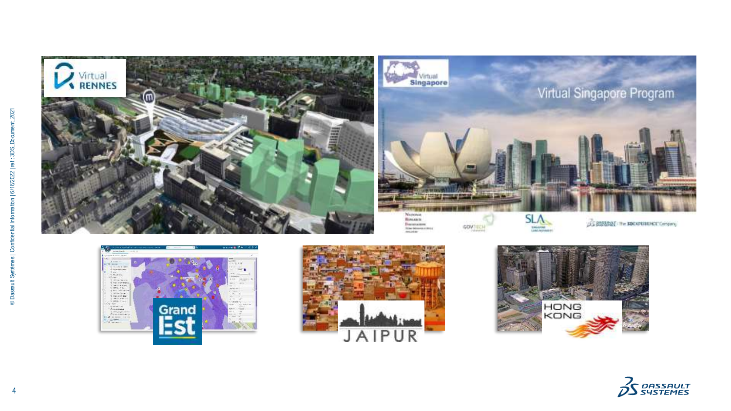Virtual RENNES

Virtual Singapore

Virtual Singapore Program

Grand Est

JAIPUR

HONG KONG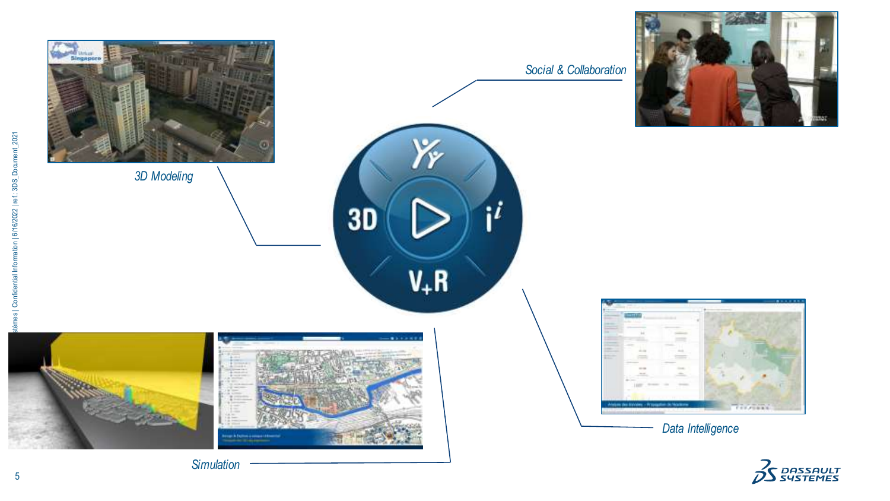*Social & Collaboration*

*3D Modeling*

*Data Intelligence*

*Simulation*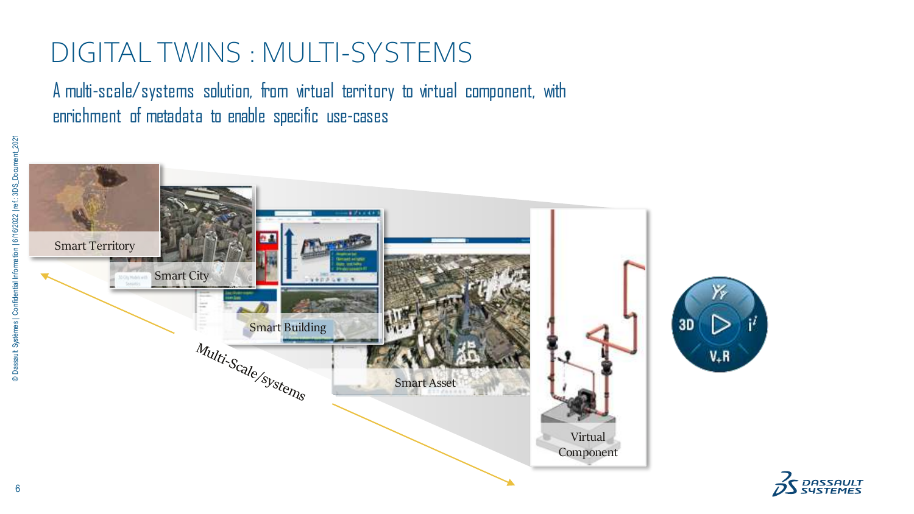# DIGITAL TWINS : MULTI-SYSTEMS

A multi-scale/systems solution, from virtual territory to virtual component, with enrichment of metadata to enable specific use-cases

Smart Territory

Smart City

Smart Building

Smart Asset

Virtual Component

Multi-Scale/systems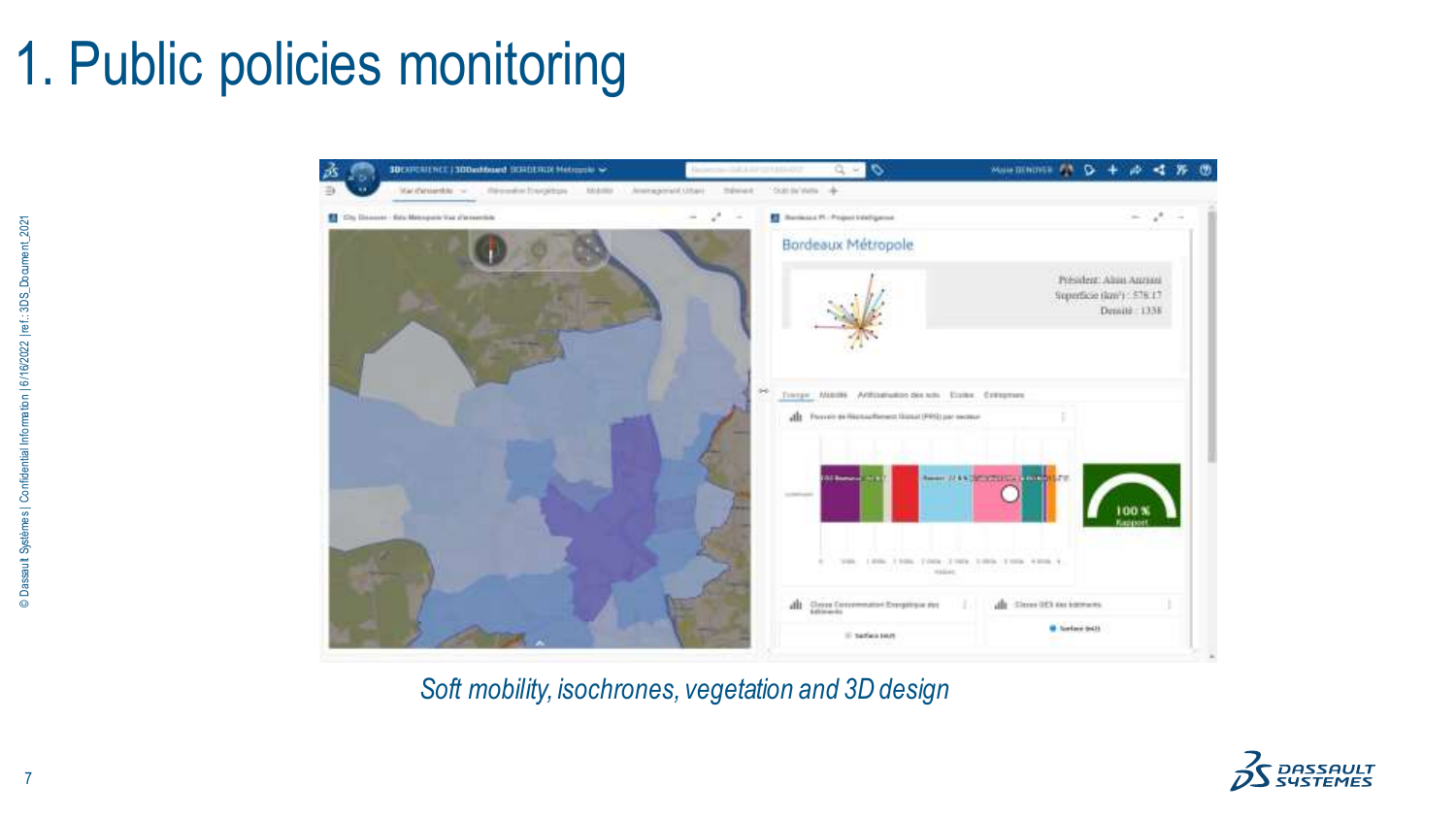# 1. Public policies monitoring

*Soft mobility, isochrones, vegetation and 3D design*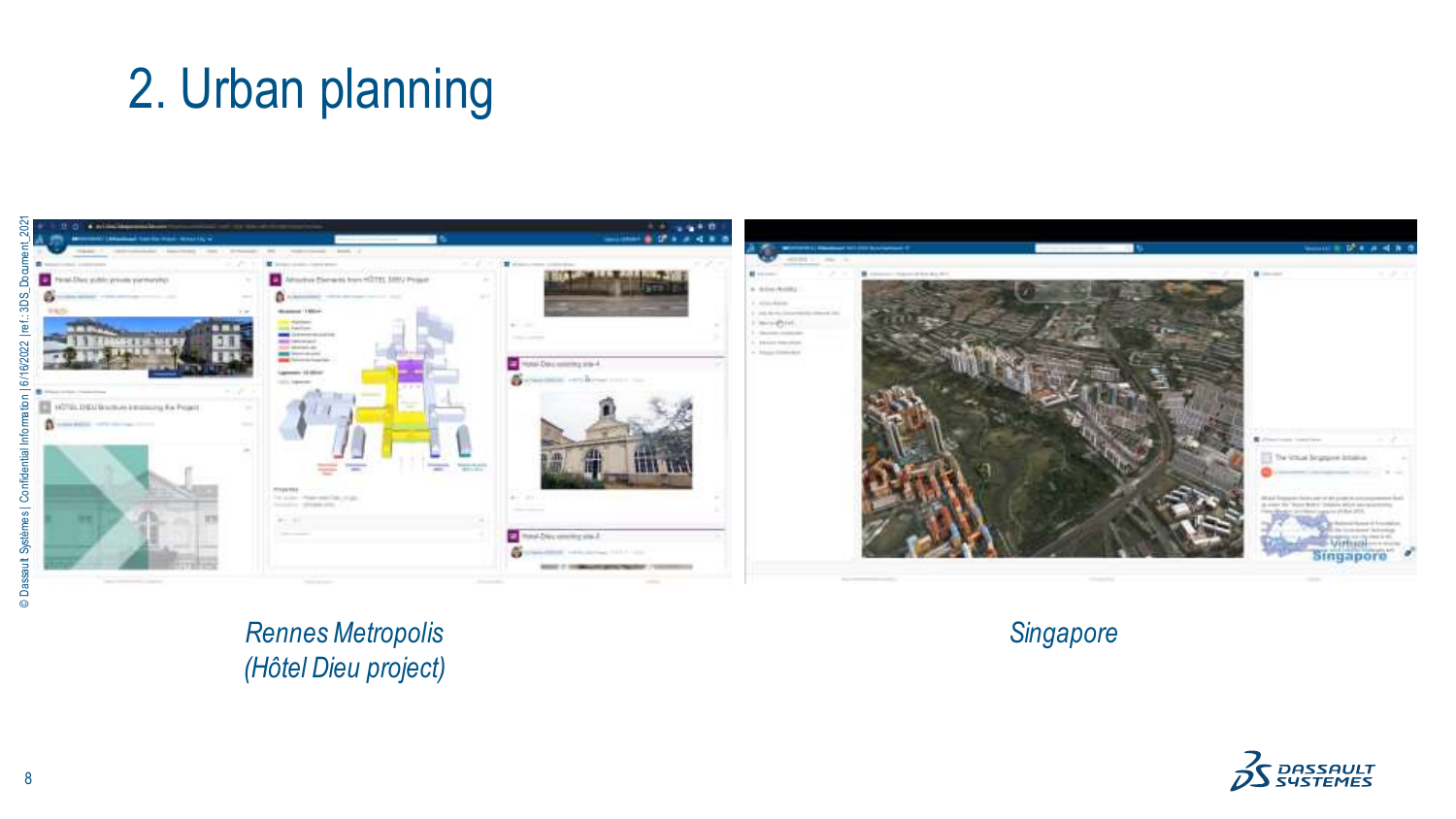# 2. Urban planning

*Rennes Metropolis (Hôtel Dieu project)*

*Singapore*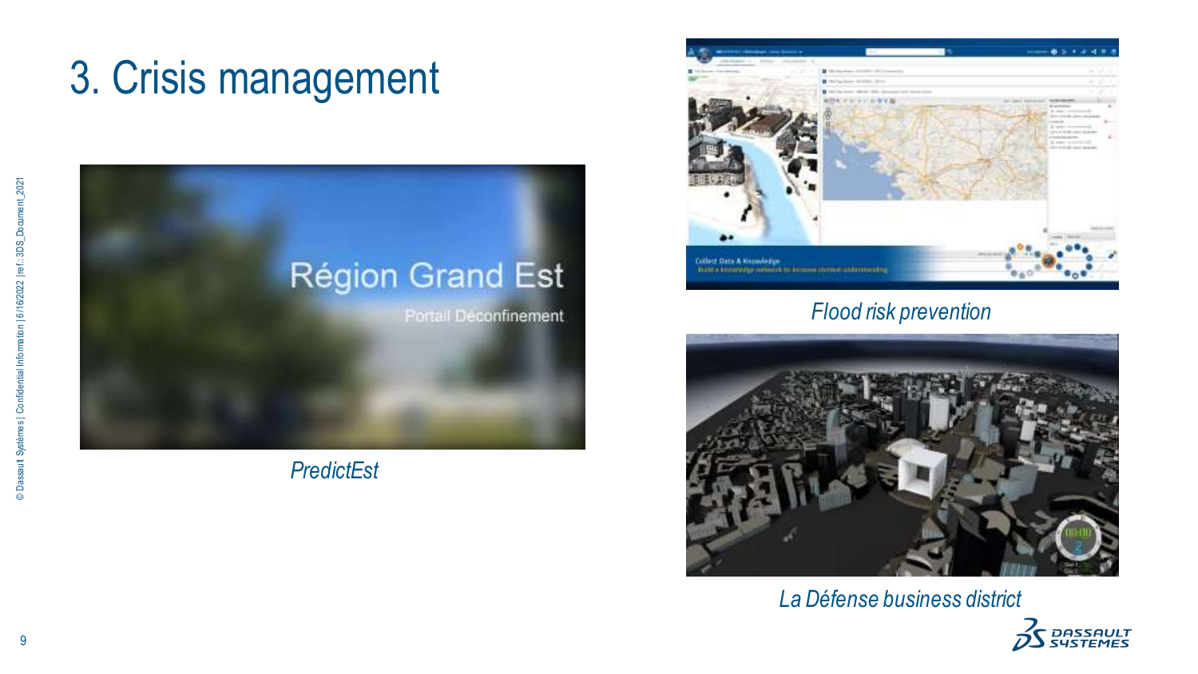# 3. Crisis management

*PredictEst*

*Flood risk prevention*

*La Défense business district*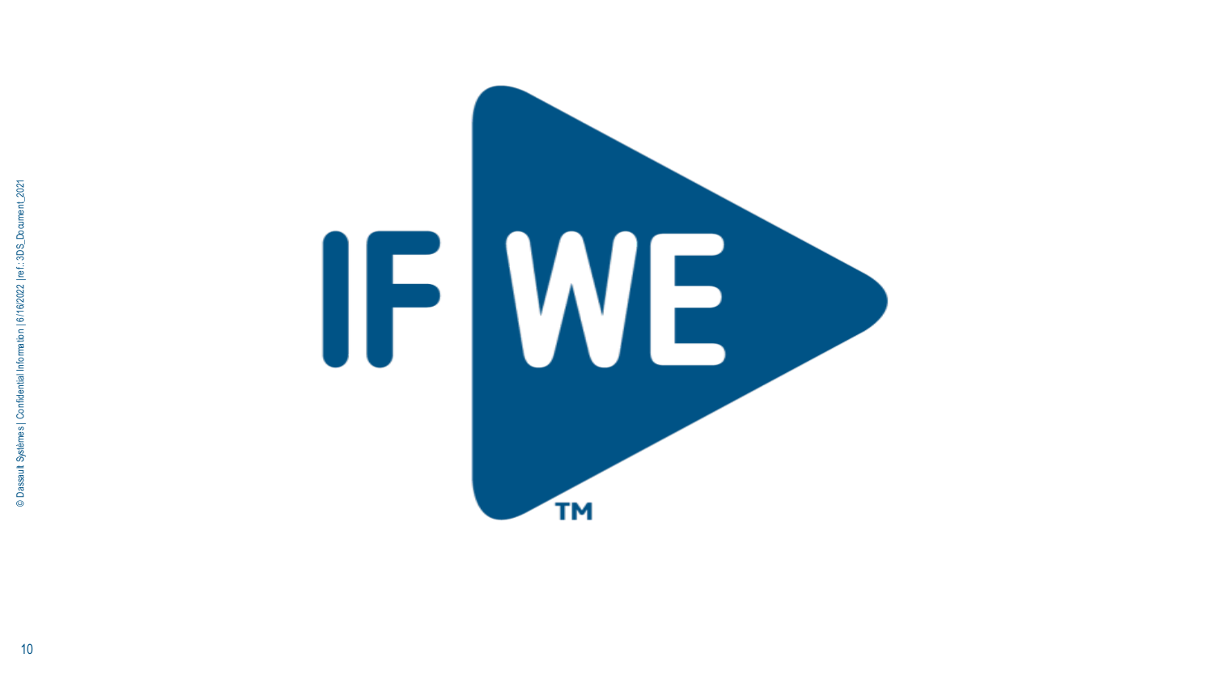IF WE

TM